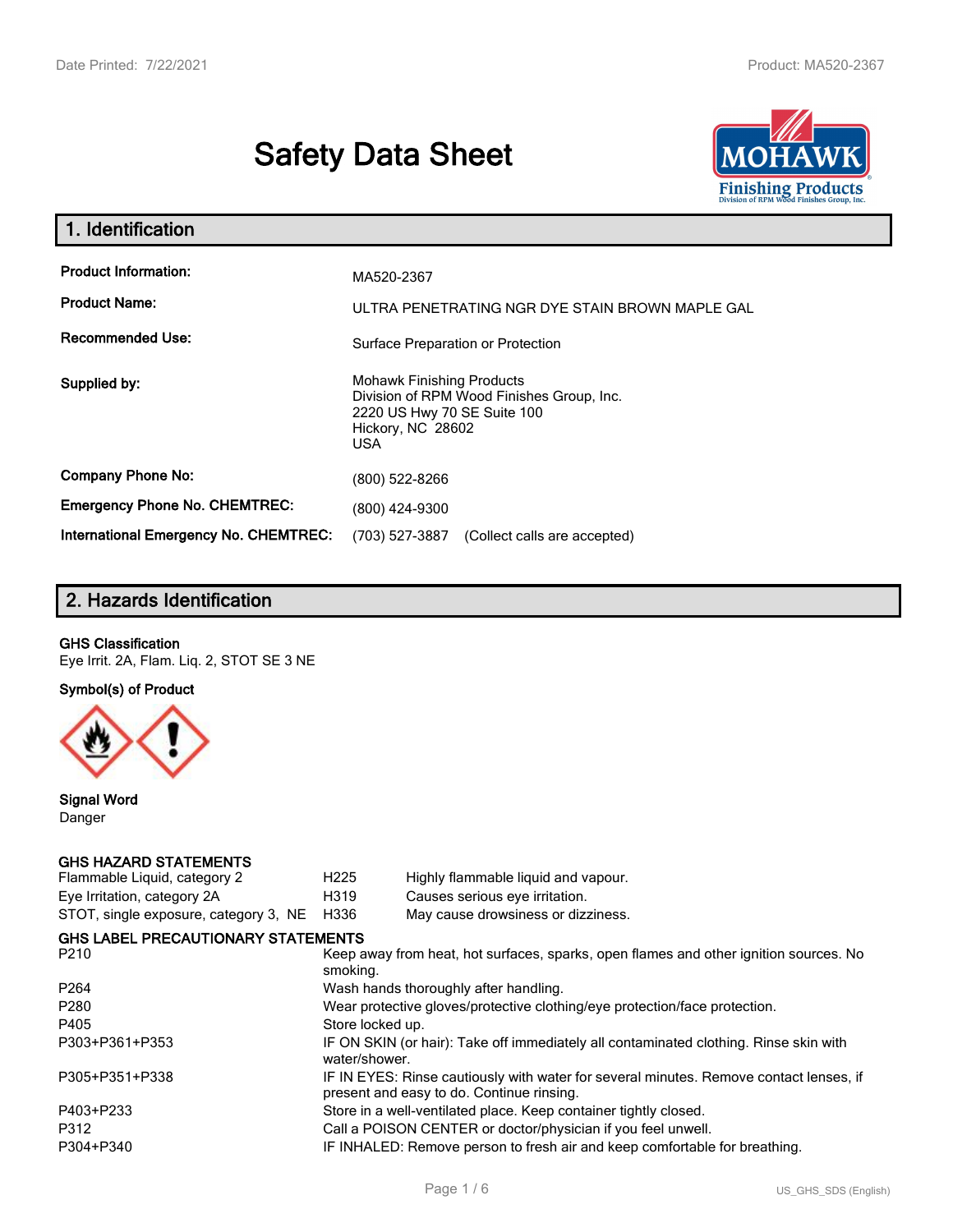# Safety Data Sheet

## 1. Identification

| | |
|---|---|
| **Product Information:** | MA520-2367 |
| **Product Name:** | ULTRA PENETRATING NGR DYE STAIN BROWN MAPLE GAL |
| **Recommended Use:** | Surface Preparation or Protection |
| **Supplied by:** | Mohawk Finishing Products<br>Division of RPM Wood Finishes Group, Inc.<br>2220 US Hwy 70 SE Suite 100<br>Hickory, NC 28602<br>USA |
| **Company Phone No:** | (800) 522-8266 |
| **Emergency Phone No. CHEMTREC:** | (800) 424-9300 |
| **International Emergency No. CHEMTREC:** | (703) 527-3887 (Collect calls are accepted) |

## 2. Hazards Identification

**GHS Classification**

Eye Irrit. 2A, Flam. Liq. 2, STOT SE 3 NE

**Symbol(s) of Product**

**Signal Word**

Danger

**GHS HAZARD STATEMENTS**

| | | |
|---|---|---|
| Flammable Liquid, category 2 | H225 | Highly flammable liquid and vapour. |
| Eye Irritation, category 2A | H319 | Causes serious eye irritation. |
| STOT, single exposure, category 3, NE | H336 | May cause drowsiness or dizziness. |

**GHS LABEL PRECAUTIONARY STATEMENTS**

| | |
|---|---|
| P210 | Keep away from heat, hot surfaces, sparks, open flames and other ignition sources. No smoking. |
| P264 | Wash hands thoroughly after handling. |
| P280 | Wear protective gloves/protective clothing/eye protection/face protection. |
| P405 | Store locked up. |
| P303+P361+P353 | IF ON SKIN (or hair): Take off immediately all contaminated clothing. Rinse skin with water/shower. |
| P305+P351+P338 | IF IN EYES: Rinse cautiously with water for several minutes. Remove contact lenses, if present and easy to do. Continue rinsing. |
| P403+P233 | Store in a well-ventilated place. Keep container tightly closed. |
| P312 | Call a POISON CENTER or doctor/physician if you feel unwell. |
| P304+P340 | IF INHALED: Remove person to fresh air and keep comfortable for breathing. |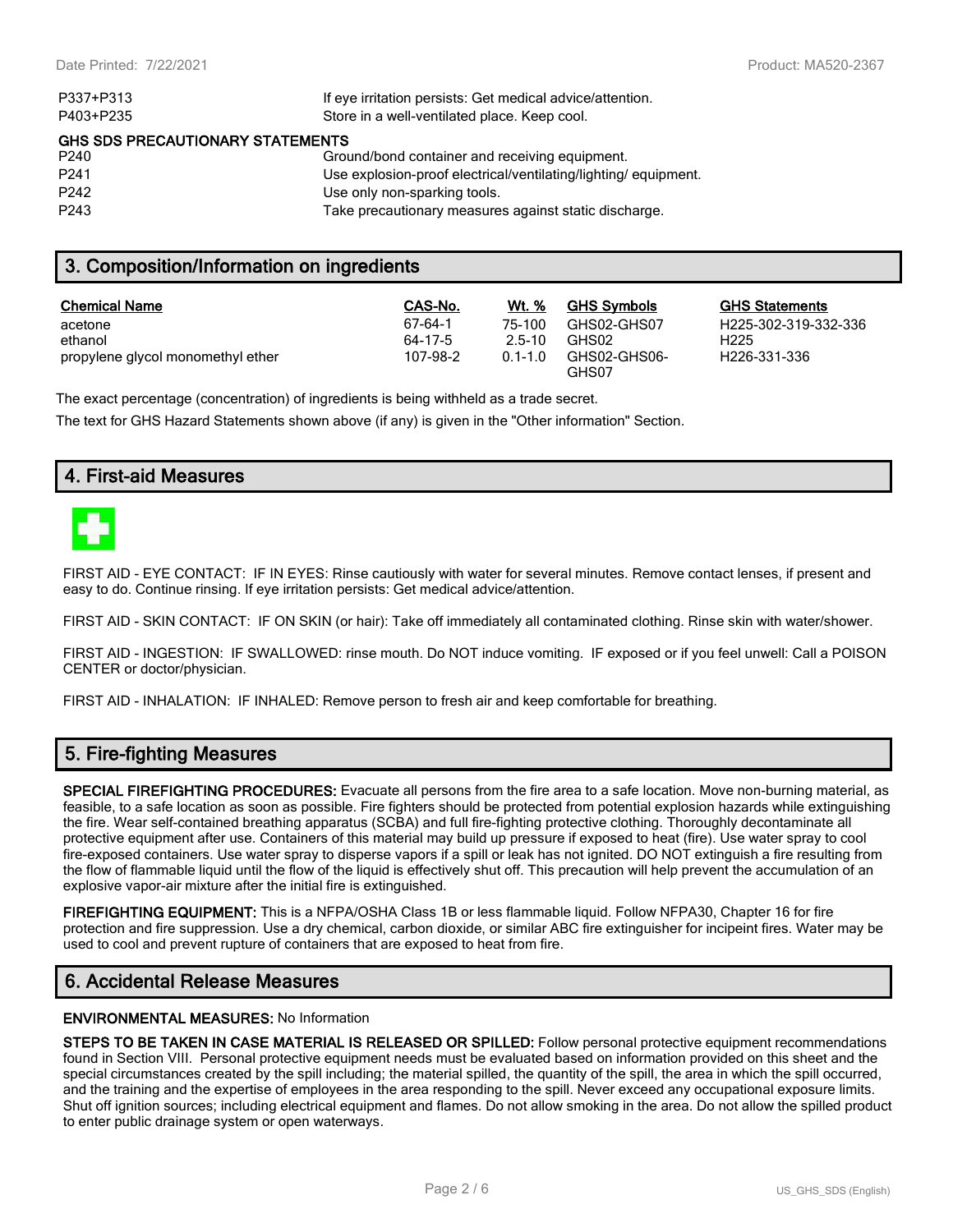| | |
|---|---|
| P337+P313 | If eye irritation persists: Get medical advice/attention. |
| P403+P235 | Store in a well-ventilated place. Keep cool. |

**GHS SDS PRECAUTIONARY STATEMENTS**

| | |
|---|---|
| P240 | Ground/bond container and receiving equipment. |
| P241 | Use explosion-proof electrical/ventilating/lighting/ equipment. |
| P242 | Use only non-sparking tools. |
| P243 | Take precautionary measures against static discharge. |

## 3. Composition/Information on ingredients

| Chemical Name | CAS-No. | Wt. % | GHS Symbols | GHS Statements |
|---|---|---|---|---|
| acetone | 67-64-1 | 75-100 | GHS02-GHS07 | H225-302-319-332-336 |
| ethanol | 64-17-5 | 2.5-10 | GHS02 | H225 |
| propylene glycol monomethyl ether | 107-98-2 | 0.1-1.0 | GHS02-GHS06-GHS07 | H226-331-336 |

The exact percentage (concentration) of ingredients is being withheld as a trade secret.

The text for GHS Hazard Statements shown above (if any) is given in the "Other information" Section.

## 4. First-aid Measures

FIRST AID - EYE CONTACT: IF IN EYES: Rinse cautiously with water for several minutes. Remove contact lenses, if present and easy to do. Continue rinsing. If eye irritation persists: Get medical advice/attention.

FIRST AID - SKIN CONTACT: IF ON SKIN (or hair): Take off immediately all contaminated clothing. Rinse skin with water/shower.

FIRST AID - INGESTION: IF SWALLOWED: rinse mouth. Do NOT induce vomiting. IF exposed or if you feel unwell: Call a POISON CENTER or doctor/physician.

FIRST AID - INHALATION: IF INHALED: Remove person to fresh air and keep comfortable for breathing.

## 5. Fire-fighting Measures

**SPECIAL FIREFIGHTING PROCEDURES:** Evacuate all persons from the fire area to a safe location. Move non-burning material, as feasible, to a safe location as soon as possible. Fire fighters should be protected from potential explosion hazards while extinguishing the fire. Wear self-contained breathing apparatus (SCBA) and full fire-fighting protective clothing. Thoroughly decontaminate all protective equipment after use. Containers of this material may build up pressure if exposed to heat (fire). Use water spray to cool fire-exposed containers. Use water spray to disperse vapors if a spill or leak has not ignited. DO NOT extinguish a fire resulting from the flow of flammable liquid until the flow of the liquid is effectively shut off. This precaution will help prevent the accumulation of an explosive vapor-air mixture after the initial fire is extinguished.

**FIREFIGHTING EQUIPMENT:** This is a NFPA/OSHA Class 1B or less flammable liquid. Follow NFPA30, Chapter 16 for fire protection and fire suppression. Use a dry chemical, carbon dioxide, or similar ABC fire extinguisher for incipeint fires. Water may be used to cool and prevent rupture of containers that are exposed to heat from fire.

## 6. Accidental Release Measures

**ENVIRONMENTAL MEASURES:** No Information

**STEPS TO BE TAKEN IN CASE MATERIAL IS RELEASED OR SPILLED:** Follow personal protective equipment recommendations found in Section VIII. Personal protective equipment needs must be evaluated based on information provided on this sheet and the special circumstances created by the spill including; the material spilled, the quantity of the spill, the area in which the spill occurred, and the training and the expertise of employees in the area responding to the spill. Never exceed any occupational exposure limits. Shut off ignition sources; including electrical equipment and flames. Do not allow smoking in the area. Do not allow the spilled product to enter public drainage system or open waterways.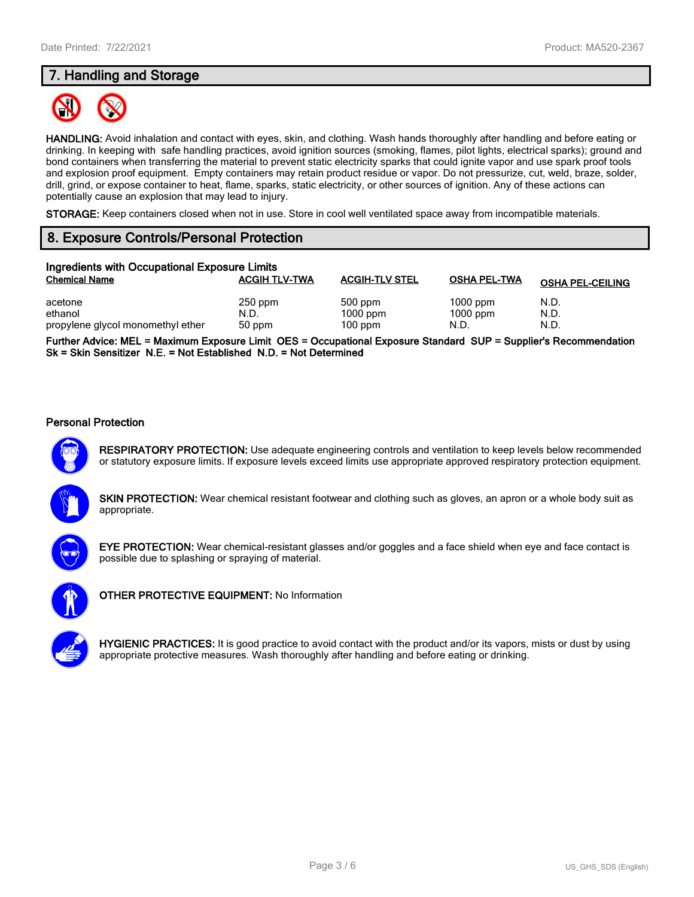## 7. Handling and Storage

**HANDLING:** Avoid inhalation and contact with eyes, skin, and clothing. Wash hands thoroughly after handling and before eating or drinking. In keeping with safe handling practices, avoid ignition sources (smoking, flames, pilot lights, electrical sparks); ground and bond containers when transferring the material to prevent static electricity sparks that could ignite vapor and use spark proof tools and explosion proof equipment. Empty containers may retain product residue or vapor. Do not pressurize, cut, weld, braze, solder, drill, grind, or expose container to heat, flame, sparks, static electricity, or other sources of ignition. Any of these actions can potentially cause an explosion that may lead to injury.

**STORAGE:** Keep containers closed when not in use. Store in cool well ventilated space away from incompatible materials.

## 8. Exposure Controls/Personal Protection

### Ingredients with Occupational Exposure Limits

| Chemical Name | ACGIH TLV-TWA | ACGIH-TLV STEL | OSHA PEL-TWA | OSHA PEL-CEILING |
|---|---|---|---|---|
| acetone | 250 ppm | 500 ppm | 1000 ppm | N.D. |
| ethanol | N.D. | 1000 ppm | 1000 ppm | N.D. |
| propylene glycol monomethyl ether | 50 ppm | 100 ppm | N.D. | N.D. |

**Further Advice: MEL = Maximum Exposure Limit OES = Occupational Exposure Standard SUP = Supplier's Recommendation Sk = Skin Sensitizer N.E. = Not Established N.D. = Not Determined**

### Personal Protection

**RESPIRATORY PROTECTION:** Use adequate engineering controls and ventilation to keep levels below recommended or statutory exposure limits. If exposure levels exceed limits use appropriate approved respiratory protection equipment.

**SKIN PROTECTION:** Wear chemical resistant footwear and clothing such as gloves, an apron or a whole body suit as appropriate.

**EYE PROTECTION:** Wear chemical-resistant glasses and/or goggles and a face shield when eye and face contact is possible due to splashing or spraying of material.

**OTHER PROTECTIVE EQUIPMENT:** No Information

**HYGIENIC PRACTICES:** It is good practice to avoid contact with the product and/or its vapors, mists or dust by using appropriate protective measures. Wash thoroughly after handling and before eating or drinking.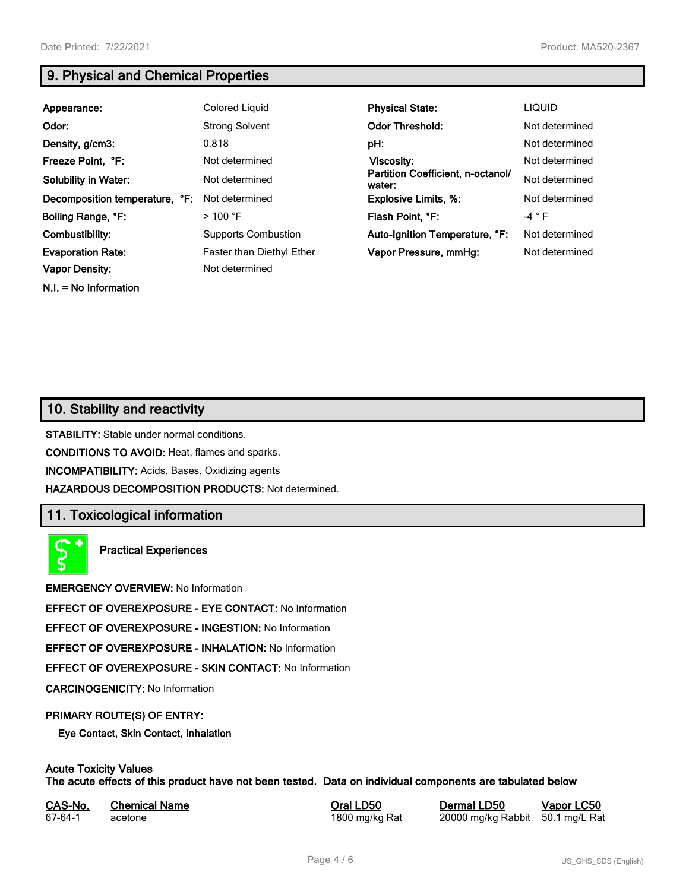## 9. Physical and Chemical Properties

| | | | |
|---|---|---|---|
| **Appearance:** | Colored Liquid | **Physical State:** | LIQUID |
| **Odor:** | Strong Solvent | **Odor Threshold:** | Not determined |
| **Density, g/cm3:** | 0.818 | **pH:** | Not determined |
| **Freeze Point, °F:** | Not determined | **Viscosity:** | Not determined |
| **Solubility in Water:** | Not determined | **Partition Coefficient, n-octanol/ water:** | Not determined |
| **Decomposition temperature, °F:** | Not determined | **Explosive Limits, %:** | Not determined |
| **Boiling Range, °F:** | > 100 °F | **Flash Point, °F:** | -4 ° F |
| **Combustibility:** | Supports Combustion | **Auto-Ignition Temperature, °F:** | Not determined |
| **Evaporation Rate:** | Faster than Diethyl Ether | **Vapor Pressure, mmHg:** | Not determined |
| **Vapor Density:** | Not determined | | |

**N.I. = No Information**

## 10. Stability and reactivity

**STABILITY:** Stable under normal conditions.

**CONDITIONS TO AVOID:** Heat, flames and sparks.

**INCOMPATIBILITY:** Acids, Bases, Oxidizing agents

**HAZARDOUS DECOMPOSITION PRODUCTS:** Not determined.

## 11. Toxicological information

**Practical Experiences**

**EMERGENCY OVERVIEW:** No Information

**EFFECT OF OVEREXPOSURE - EYE CONTACT:** No Information

**EFFECT OF OVEREXPOSURE - INGESTION:** No Information

**EFFECT OF OVEREXPOSURE - INHALATION:** No Information

**EFFECT OF OVEREXPOSURE - SKIN CONTACT:** No Information

**CARCINOGENICITY:** No Information

**PRIMARY ROUTE(S) OF ENTRY:**

**Eye Contact, Skin Contact, Inhalation**

**Acute Toxicity Values**
**The acute effects of this product have not been tested. Data on individual components are tabulated below**

| CAS-No. | Chemical Name | Oral LD50 | Dermal LD50 | Vapor LC50 |
|---|---|---|---|---|
| 67-64-1 | acetone | 1800 mg/kg Rat | 20000 mg/kg Rabbit | 50.1 mg/L Rat |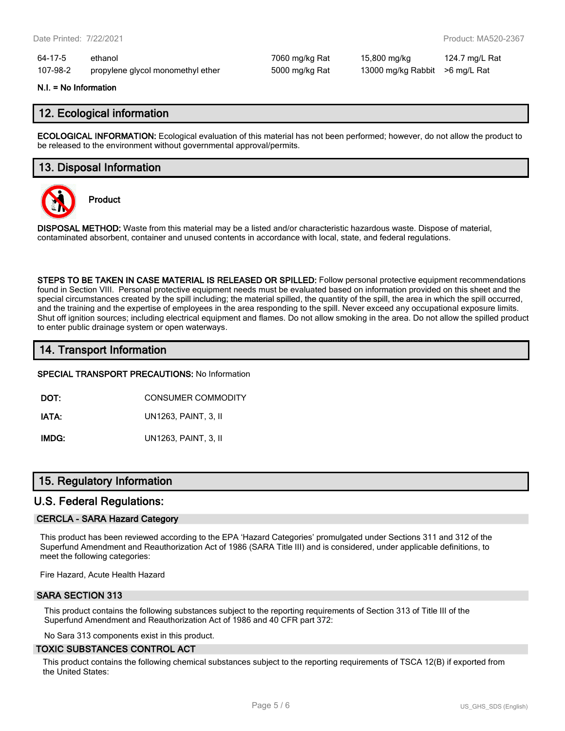| 64-17-5 | ethanol | 7060 mg/kg Rat | 15,800 mg/kg | 124.7 mg/L Rat |
|---|---|---|---|---|
| 107-98-2 | propylene glycol monomethyl ether | 5000 mg/kg Rat | 13000 mg/kg Rabbit | >6 mg/L Rat |

**N.I. = No Information**

## 12. Ecological information

**ECOLOGICAL INFORMATION:** Ecological evaluation of this material has not been performed; however, do not allow the product to be released to the environment without governmental approval/permits.

## 13. Disposal Information

**Product**

**DISPOSAL METHOD:** Waste from this material may be a listed and/or characteristic hazardous waste. Dispose of material, contaminated absorbent, container and unused contents in accordance with local, state, and federal regulations.

**STEPS TO BE TAKEN IN CASE MATERIAL IS RELEASED OR SPILLED:** Follow personal protective equipment recommendations found in Section VIII. Personal protective equipment needs must be evaluated based on information provided on this sheet and the special circumstances created by the spill including; the material spilled, the quantity of the spill, the area in which the spill occurred, and the training and the expertise of employees in the area responding to the spill. Never exceed any occupational exposure limits. Shut off ignition sources; including electrical equipment and flames. Do not allow smoking in the area. Do not allow the spilled product to enter public drainage system or open waterways.

## 14. Transport Information

**SPECIAL TRANSPORT PRECAUTIONS:** No Information

**DOT:** CONSUMER COMMODITY

**IATA:** UN1263, PAINT, 3, II

**IMDG:** UN1263, PAINT, 3, II

## 15. Regulatory Information

### U.S. Federal Regulations:

#### CERCLA - SARA Hazard Category

This product has been reviewed according to the EPA 'Hazard Categories' promulgated under Sections 311 and 312 of the Superfund Amendment and Reauthorization Act of 1986 (SARA Title III) and is considered, under applicable definitions, to meet the following categories:

Fire Hazard, Acute Health Hazard

#### SARA SECTION 313

This product contains the following substances subject to the reporting requirements of Section 313 of Title III of the Superfund Amendment and Reauthorization Act of 1986 and 40 CFR part 372:

No Sara 313 components exist in this product.

#### TOXIC SUBSTANCES CONTROL ACT

This product contains the following chemical substances subject to the reporting requirements of TSCA 12(B) if exported from the United States: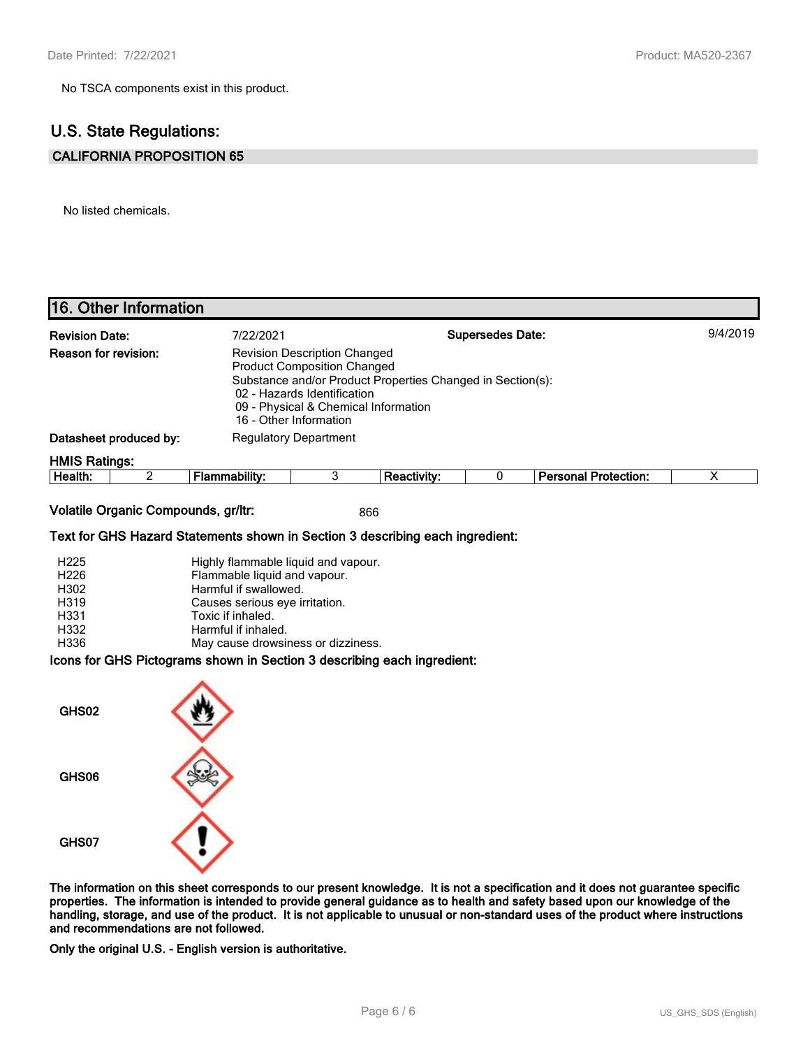No TSCA components exist in this product.

## U.S. State Regulations:

### CALIFORNIA PROPOSITION 65

No listed chemicals.

## 16. Other Information

**Revision Date:** 7/22/2021 **Supersedes Date:** 9/4/2019

**Reason for revision:** Revision Description Changed
Product Composition Changed
Substance and/or Product Properties Changed in Section(s):
02 - Hazards Identification
09 - Physical & Chemical Information
16 - Other Information

**Datasheet produced by:** Regulatory Department

**HMIS Ratings:**

| Health: | 2 | Flammability: | 3 | Reactivity: | 0 | Personal Protection: | X |
|---|---|---|---|---|---|---|---|

**Volatile Organic Compounds, gr/ltr:** 866

**Text for GHS Hazard Statements shown in Section 3 describing each ingredient:**

| | |
|---|---|
| H225 | Highly flammable liquid and vapour. |
| H226 | Flammable liquid and vapour. |
| H302 | Harmful if swallowed. |
| H319 | Causes serious eye irritation. |
| H331 | Toxic if inhaled. |
| H332 | Harmful if inhaled. |
| H336 | May cause drowsiness or dizziness. |

**Icons for GHS Pictograms shown in Section 3 describing each ingredient:**

GHS02

GHS06

GHS07

**The information on this sheet corresponds to our present knowledge. It is not a specification and it does not guarantee specific properties. The information is intended to provide general guidance as to health and safety based upon our knowledge of the handling, storage, and use of the product. It is not applicable to unusual or non-standard uses of the product where instructions and recommendations are not followed.**

**Only the original U.S. - English version is authoritative.**